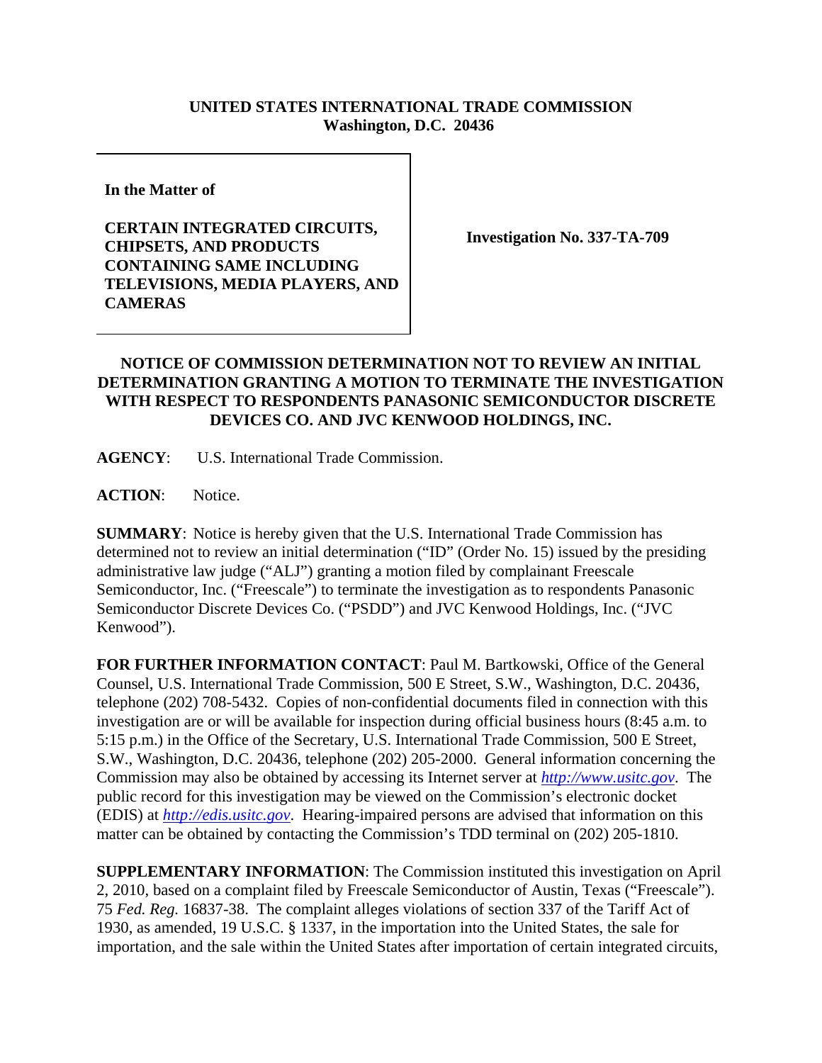**UNITED STATES INTERNATIONAL TRADE COMMISSION**
**Washington, D.C. 20436**

**In the Matter of**

**CERTAIN INTEGRATED CIRCUITS, CHIPSETS, AND PRODUCTS CONTAINING SAME INCLUDING TELEVISIONS, MEDIA PLAYERS, AND CAMERAS**

**Investigation No. 337-TA-709**

**NOTICE OF COMMISSION DETERMINATION NOT TO REVIEW AN INITIAL DETERMINATION GRANTING A MOTION TO TERMINATE THE INVESTIGATION WITH RESPECT TO RESPONDENTS PANASONIC SEMICONDUCTOR DISCRETE DEVICES CO. AND JVC KENWOOD HOLDINGS, INC.**

**AGENCY**: U.S. International Trade Commission.

**ACTION**: Notice.

**SUMMARY**: Notice is hereby given that the U.S. International Trade Commission has determined not to review an initial determination ("ID" (Order No. 15) issued by the presiding administrative law judge ("ALJ") granting a motion filed by complainant Freescale Semiconductor, Inc. ("Freescale") to terminate the investigation as to respondents Panasonic Semiconductor Discrete Devices Co. ("PSDD") and JVC Kenwood Holdings, Inc. ("JVC Kenwood").

**FOR FURTHER INFORMATION CONTACT**: Paul M. Bartkowski, Office of the General Counsel, U.S. International Trade Commission, 500 E Street, S.W., Washington, D.C. 20436, telephone (202) 708-5432. Copies of non-confidential documents filed in connection with this investigation are or will be available for inspection during official business hours (8:45 a.m. to 5:15 p.m.) in the Office of the Secretary, U.S. International Trade Commission, 500 E Street, S.W., Washington, D.C. 20436, telephone (202) 205-2000. General information concerning the Commission may also be obtained by accessing its Internet server at *http://www.usitc.gov*. The public record for this investigation may be viewed on the Commission's electronic docket (EDIS) at *http://edis.usitc.gov*. Hearing-impaired persons are advised that information on this matter can be obtained by contacting the Commission's TDD terminal on (202) 205-1810.

**SUPPLEMENTARY INFORMATION**: The Commission instituted this investigation on April 2, 2010, based on a complaint filed by Freescale Semiconductor of Austin, Texas ("Freescale"). 75 *Fed. Reg.* 16837-38. The complaint alleges violations of section 337 of the Tariff Act of 1930, as amended, 19 U.S.C. § 1337, in the importation into the United States, the sale for importation, and the sale within the United States after importation of certain integrated circuits,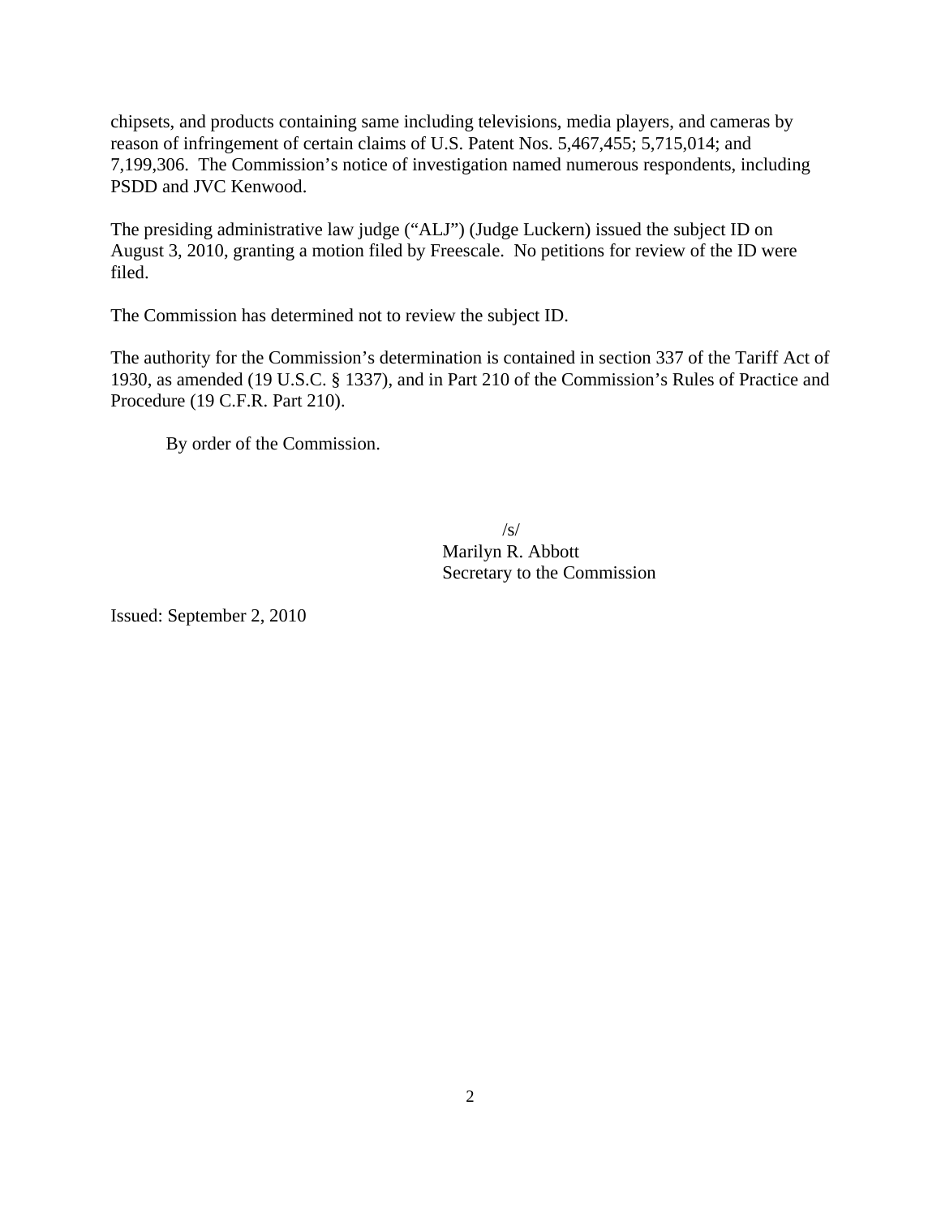chipsets, and products containing same including televisions, media players, and cameras by reason of infringement of certain claims of U.S. Patent Nos. 5,467,455; 5,715,014; and 7,199,306. The Commission's notice of investigation named numerous respondents, including PSDD and JVC Kenwood.

The presiding administrative law judge ("ALJ") (Judge Luckern) issued the subject ID on August 3, 2010, granting a motion filed by Freescale. No petitions for review of the ID were filed.

The Commission has determined not to review the subject ID.

The authority for the Commission's determination is contained in section 337 of the Tariff Act of 1930, as amended (19 U.S.C. § 1337), and in Part 210 of the Commission's Rules of Practice and Procedure (19 C.F.R. Part 210).

By order of the Commission.

/s/
Marilyn R. Abbott
Secretary to the Commission

Issued: September 2, 2010